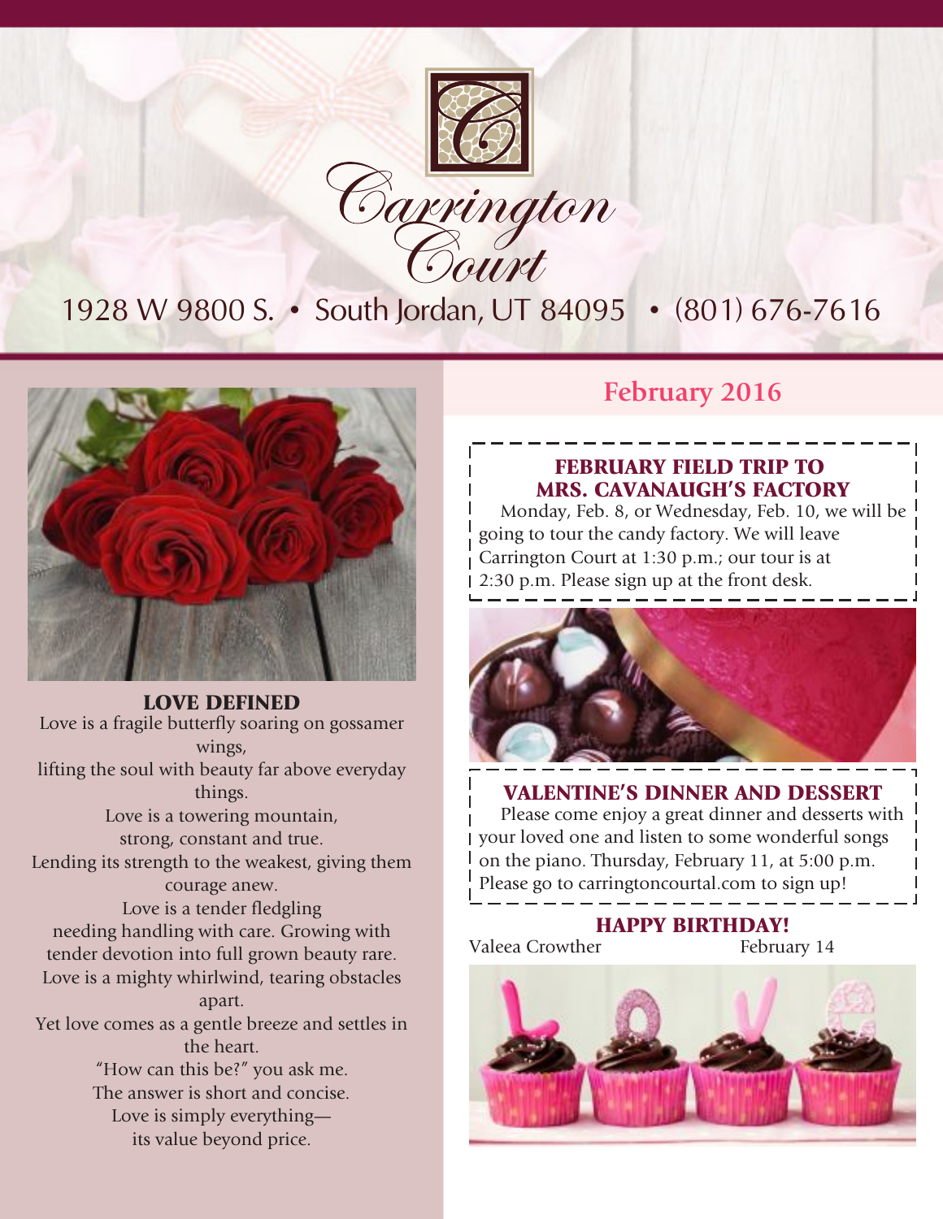# Carrington Court

1928 W 9800 S. • South Jordan, UT 84095 • (801) 676-7616

## February 2016

### LOVE DEFINED

Love is a fragile butterfly soaring on gossamer wings,
lifting the soul with beauty far above everyday things.
Love is a towering mountain,
strong, constant and true.
Lending its strength to the weakest, giving them courage anew.
Love is a tender fledgling
needing handling with care. Growing with
tender devotion into full grown beauty rare.
Love is a mighty whirlwind, tearing obstacles apart.
Yet love comes as a gentle breeze and settles in the heart.
"How can this be?" you ask me.
The answer is short and concise.
Love is simply everything—
its value beyond price.

### FEBRUARY FIELD TRIP TO MRS. CAVANAUGH'S FACTORY

Monday, Feb. 8, or Wednesday, Feb. 10, we will be going to tour the candy factory. We will leave Carrington Court at 1:30 p.m.; our tour is at 2:30 p.m. Please sign up at the front desk.

### VALENTINE'S DINNER AND DESSERT

Please come enjoy a great dinner and desserts with your loved one and listen to some wonderful songs on the piano. Thursday, February 11, at 5:00 p.m. Please go to carringtoncourtal.com to sign up!

### HAPPY BIRTHDAY!

Valeea Crowther — February 14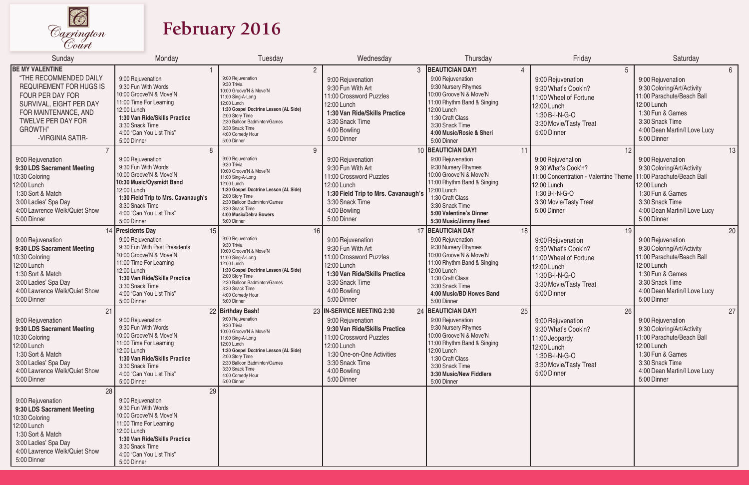Carrington Court

# February 2016

| Sunday | Monday | Tuesday | Wednesday | Thursday | Friday | Saturday |
|---|---|---|---|---|---|---|
| **BE MY VALENTINE**<br>"THE RECOMMENDED DAILY REQUIREMENT FOR HUGS IS FOUR PER DAY FOR SURVIVAL, EIGHT PER DAY FOR MAINTENANCE, AND TWELVE PER DAY FOR GROWTH"<br>-VIRGINIA SATIR- | 1<br>9:00 Rejuvenation<br>9:30 Fun With Words<br>10:00 Groove'N & Move'N<br>11:00 Time For Learning<br>12:00 Lunch<br>**1:30 Van Ride/Skills Practice**<br>3:30 Snack Time<br>4:00 "Can You List This"<br>5:00 Dinner | 2<br>9:00 Rejuvenation<br>9:30 Trivia<br>10:00 Groove'N & Move'N<br>11:00 Sing-A-Long<br>12:00 Lunch<br>**1:30 Gospel Doctrine Lesson (AL Side)**<br>2:00 Story Time<br>2:30 Balloon Badminton/Games<br>3:30 Snack Time<br>4:00 Comedy Hour<br>5:00 Dinner | 3<br>9:00 Rejuvenation<br>9:30 Fun With Art<br>11:00 Crossword Puzzles<br>12:00 Lunch<br>**1:30 Van Ride/Skills Practice**<br>3:30 Snack Time<br>4:00 Bowling<br>5:00 Dinner | 4<br>**BEAUTICIAN DAY!**<br>9:00 Rejuvenation<br>9:30 Nursery Rhymes<br>10:00 Groove'N & Move'N<br>11:00 Rhythm Band & Singing<br>12:00 Lunch<br>1:30 Craft Class<br>3:30 Snack Time<br>**4:00 Music/Rosie & Sheri**<br>5:00 Dinner | 5<br>9:00 Rejuvenation<br>9:30 What's Cook'n?<br>11:00 Wheel of Fortune<br>12:00 Lunch<br>1:30 B-I-N-G-O<br>3:30 Movie/Tasty Treat<br>5:00 Dinner | 6<br>9:00 Rejuvenation<br>9:30 Coloring/Art/Activity<br>11:00 Parachute/Beach Ball<br>12:00 Lunch<br>1:30 Fun & Games<br>3:30 Snack Time<br>4:00 Dean Martin/I Love Lucy<br>5:00 Dinner |
| 7<br>9:00 Rejuvenation<br>**9:30 LDS Sacrament Meeting**<br>10:30 Coloring<br>12:00 Lunch<br>1:30 Sort & Match<br>3:00 Ladies' Spa Day<br>4:00 Lawrence Welk/Quiet Show<br>5:00 Dinner | 8<br>9:00 Rejuvenation<br>9:30 Fun With Words<br>10:00 Groove'N & Move'N<br>**10:30 Music/Oysmidt Band**<br>12:00 Lunch<br>**1:30 Field Trip to Mrs. Cavanaugh's**<br>3:30 Snack Time<br>4:00 "Can You List This"<br>5:00 Dinner | 9<br>9:00 Rejuvenation<br>9:30 Trivia<br>10:00 Groove'N & Move'N<br>11:00 Sing-A-Long<br>12:00 Lunch<br>**1:30 Gospel Doctrine Lesson (AL Side)**<br>2:00 Story Time<br>2:30 Balloon Badminton/Games<br>3:30 Snack Time<br>**4:00 Music/Debra Bowers**<br>5:00 Dinner | 10<br>9:00 Rejuvenation<br>9:30 Fun With Art<br>11:00 Crossword Puzzles<br>12:00 Lunch<br>**1:30 Field Trip to Mrs. Cavanaugh's**<br>3:30 Snack Time<br>4:00 Bowling<br>5:00 Dinner | 11<br>**BEAUTICIAN DAY!**<br>9:00 Rejuvenation<br>9:30 Nursery Rhymes<br>10:00 Groove'N & Move'N<br>11:00 Rhythm Band & Singing<br>12:00 Lunch<br>1:30 Craft Class<br>3:30 Snack Time<br>**5:00 Valentine's Dinner**<br>**5:30 Music/Jimmy Reed** | 12<br>9:00 Rejuvenation<br>9:30 What's Cook'n?<br>11:00 Concentration - Valentine Theme<br>12:00 Lunch<br>1:30 B-I-N-G-O<br>3:30 Movie/Tasty Treat<br>5:00 Dinner | 13<br>9:00 Rejuvenation<br>9:30 Coloring/Art/Activity<br>11:00 Parachute/Beach Ball<br>12:00 Lunch<br>1:30 Fun & Games<br>3:30 Snack Time<br>4:00 Dean Martin/I Love Lucy<br>5:00 Dinner |
| 14<br>9:00 Rejuvenation<br>**9:30 LDS Sacrament Meeting**<br>10:30 Coloring<br>12:00 Lunch<br>1:30 Sort & Match<br>3:00 Ladies' Spa Day<br>4:00 Lawrence Welk/Quiet Show<br>5:00 Dinner | 15<br>**Presidents Day**<br>9:00 Rejuvenation<br>9:30 Fun With Past Presidents<br>10:00 Groove'N & Move'N<br>11:00 Time For Learning<br>12:00 Lunch<br>**1:30 Van Ride/Skills Practice**<br>3:30 Snack Time<br>4:00 "Can You List This"<br>5:00 Dinner | 16<br>9:00 Rejuvenation<br>9:30 Trivia<br>10:00 Groove'N & Move'N<br>11:00 Sing-A-Long<br>12:00 Lunch<br>**1:30 Gospel Doctrine Lesson (AL Side)**<br>2:00 Story Time<br>2:30 Balloon Badminton/Games<br>3:30 Snack Time<br>4:00 Comedy Hour<br>5:00 Dinner | 17<br>9:00 Rejuvenation<br>9:30 Fun With Art<br>11:00 Crossword Puzzles<br>12:00 Lunch<br>**1:30 Van Ride/Skills Practice**<br>3:30 Snack Time<br>4:00 Bowling<br>5:00 Dinner | 18<br>**BEAUTICIAN DAY**<br>9:00 Rejuvenation<br>9:30 Nursery Rhymes<br>10:00 Groove'N & Move'N<br>11:00 Rhythm Band & Singing<br>12:00 Lunch<br>1:30 Craft Class<br>3:30 Snack Time<br>**4:00 Music/BD Howes Band**<br>5:00 Dinner | 19<br>9:00 Rejuvenation<br>9:30 What's Cook'n?<br>11:00 Wheel of Fortune<br>12:00 Lunch<br>1:30 B-I-N-G-O<br>3:30 Movie/Tasty Treat<br>5:00 Dinner | 20<br>9:00 Rejuvenation<br>9:30 Coloring/Art/Activity<br>11:00 Parachute/Beach Ball<br>12:00 Lunch<br>1:30 Fun & Games<br>3:30 Snack Time<br>4:00 Dean Martin/I Love Lucy<br>5:00 Dinner |
| 21<br>9:00 Rejuvenation<br>**9:30 LDS Sacrament Meeting**<br>10:30 Coloring<br>12:00 Lunch<br>1:30 Sort & Match<br>3:00 Ladies' Spa Day<br>4:00 Lawrence Welk/Quiet Show<br>5:00 Dinner | 22<br>9:00 Rejuvenation<br>9:30 Fun With Words<br>10:00 Groove'N & Move'N<br>11:00 Time For Learning<br>12:00 Lunch<br>**1:30 Van Ride/Skills Practice**<br>3:30 Snack Time<br>4:00 "Can You List This"<br>5:00 Dinner | 23<br>**Birthday Bash!**<br>9:00 Rejuvenation<br>9:30 Trivia<br>10:00 Groove'N & Move'N<br>11:00 Sing-A-Long<br>12:00 Lunch<br>**1:30 Gospel Doctrine Lesson (AL Side)**<br>2:00 Story Time<br>2:30 Balloon Badminton/Games<br>3:30 Snack Time<br>4:00 Comedy Hour<br>5:00 Dinner | 24<br>**IN-SERVICE MEETING 2:30**<br>9:00 Rejuvenation<br>**9:30 Van Ride/Skills Practice**<br>11:00 Crossword Puzzles<br>12:00 Lunch<br>1:30 One-on-One Activities<br>3:30 Snack Time<br>4:00 Bowling<br>5:00 Dinner | 25<br>**BEAUTICIAN DAY!**<br>9:00 Rejuvenation<br>9:30 Nursery Rhymes<br>10:00 Groove'N & Move'N<br>11:00 Rhythm Band & Singing<br>12:00 Lunch<br>1:30 Craft Class<br>3:30 Snack Time<br>**3:30 Music/New Fiddlers**<br>5:00 Dinner | 26<br>9:00 Rejuvenation<br>9:30 What's Cook'n?<br>11:00 Jeopardy<br>12:00 Lunch<br>1:30 B-I-N-G-O<br>3:30 Movie/Tasty Treat<br>5:00 Dinner | 27<br>9:00 Rejuvenation<br>9:30 Coloring/Art/Activity<br>11:00 Parachute/Beach Ball<br>12:00 Lunch<br>1:30 Fun & Games<br>3:30 Snack Time<br>4:00 Dean Martin/I Love Lucy<br>5:00 Dinner |
| 28<br>9:00 Rejuvenation<br>**9:30 LDS Sacrament Meeting**<br>10:30 Coloring<br>12:00 Lunch<br>1:30 Sort & Match<br>3:00 Ladies' Spa Day<br>4:00 Lawrence Welk/Quiet Show<br>5:00 Dinner | 29<br>9:00 Rejuvenation<br>9:30 Fun With Words<br>10:00 Groove'N & Move'N<br>11:00 Time For Learning<br>12:00 Lunch<br>**1:30 Van Ride/Skills Practice**<br>3:30 Snack Time<br>4:00 "Can You List This"<br>5:00 Dinner | | | | | |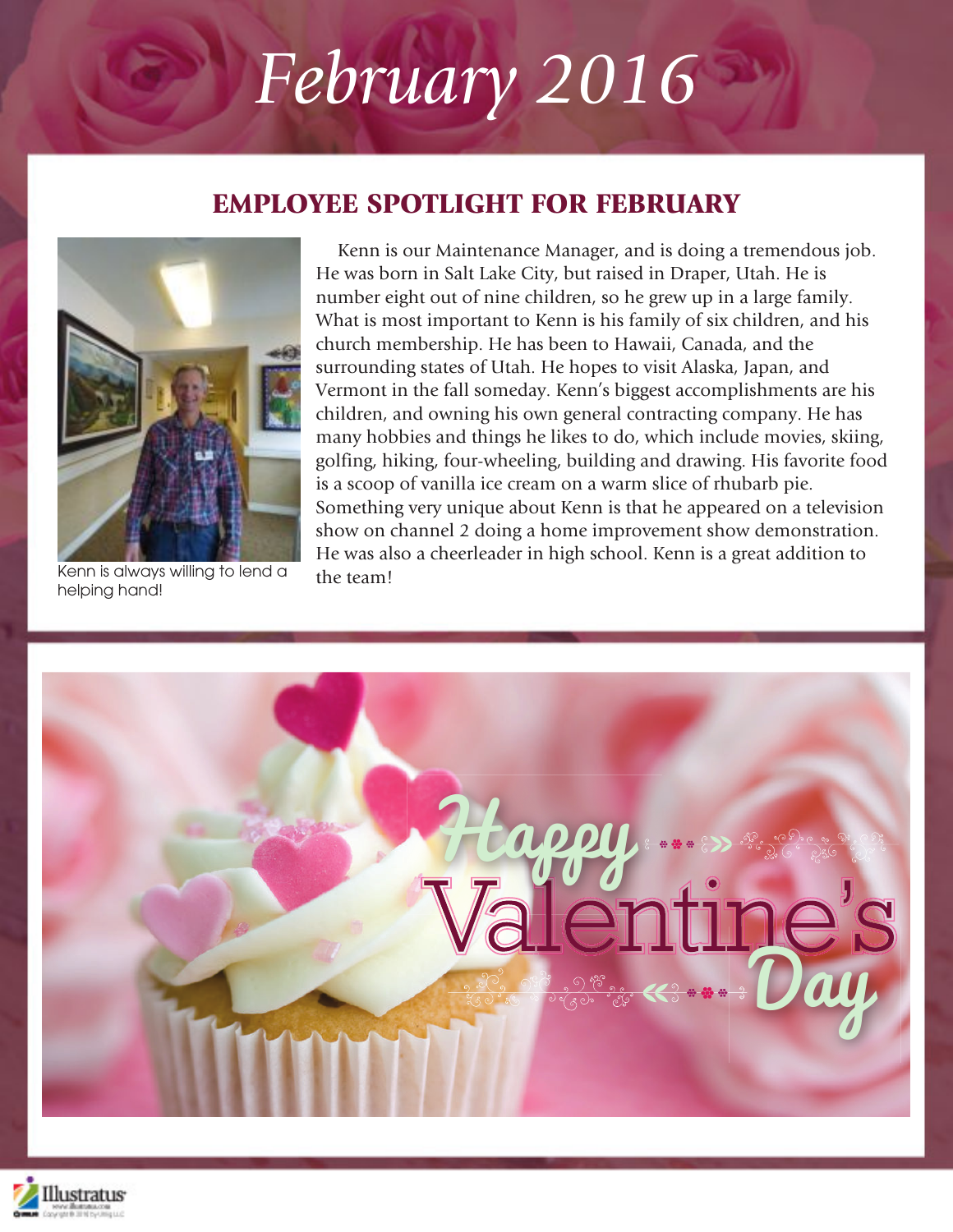# February 2016

## EMPLOYEE SPOTLIGHT FOR FEBRUARY

Kenn is always willing to lend a helping hand!

Kenn is our Maintenance Manager, and is doing a tremendous job. He was born in Salt Lake City, but raised in Draper, Utah. He is number eight out of nine children, so he grew up in a large family. What is most important to Kenn is his family of six children, and his church membership. He has been to Hawaii, Canada, and the surrounding states of Utah. He hopes to visit Alaska, Japan, and Vermont in the fall someday. Kenn's biggest accomplishments are his children, and owning his own general contracting company. He has many hobbies and things he likes to do, which include movies, skiing, golfing, hiking, four-wheeling, building and drawing. His favorite food is a scoop of vanilla ice cream on a warm slice of rhubarb pie. Something very unique about Kenn is that he appeared on a television show on channel 2 doing a home improvement show demonstration. He was also a cheerleader in high school. Kenn is a great addition to the team!

Happy Valentine's Day